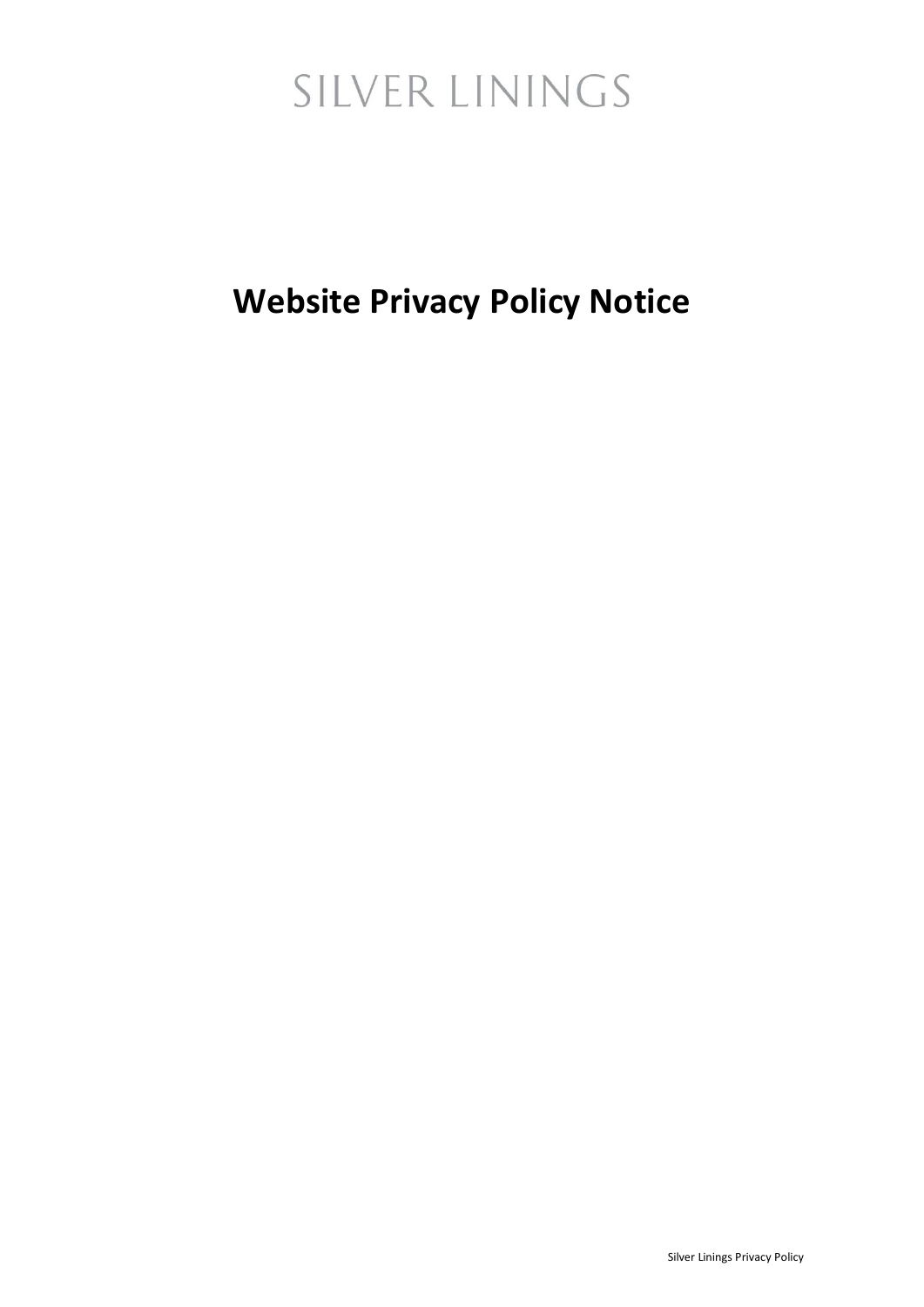SILVER LININGS

# Website Privacy Policy Notice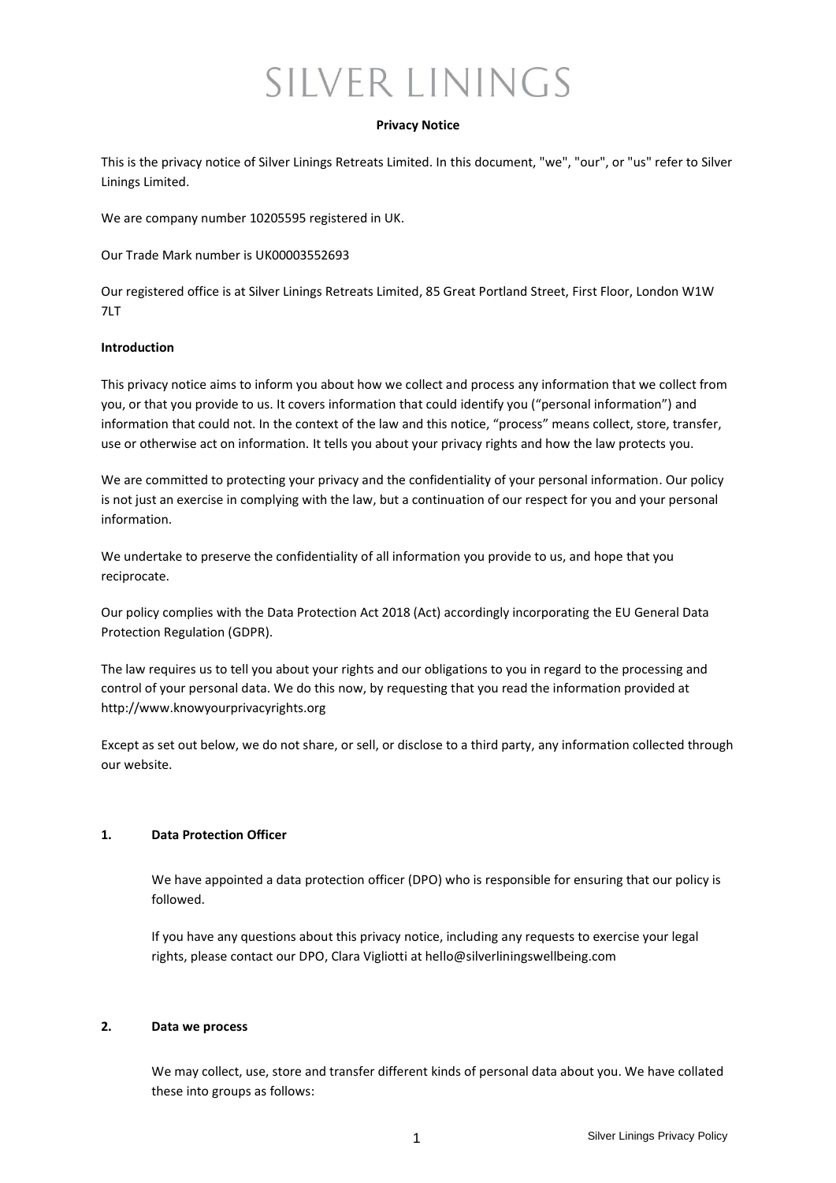# SILVER LININGS

**Privacy Notice**

This is the privacy notice of Silver Linings Retreats Limited. In this document, "we", "our", or "us" refer to Silver Linings Limited.

We are company number 10205595 registered in UK.

Our Trade Mark number is UK00003552693

Our registered office is at Silver Linings Retreats Limited, 85 Great Portland Street, First Floor, London W1W 7LT

**Introduction**

This privacy notice aims to inform you about how we collect and process any information that we collect from you, or that you provide to us. It covers information that could identify you ("personal information") and information that could not. In the context of the law and this notice, "process" means collect, store, transfer, use or otherwise act on information. It tells you about your privacy rights and how the law protects you.

We are committed to protecting your privacy and the confidentiality of your personal information. Our policy is not just an exercise in complying with the law, but a continuation of our respect for you and your personal information.

We undertake to preserve the confidentiality of all information you provide to us, and hope that you reciprocate.

Our policy complies with the Data Protection Act 2018 (Act) accordingly incorporating the EU General Data Protection Regulation (GDPR).

The law requires us to tell you about your rights and our obligations to you in regard to the processing and control of your personal data. We do this now, by requesting that you read the information provided at http://www.knowyourprivacyrights.org

Except as set out below, we do not share, or sell, or disclose to a third party, any information collected through our website.

**1. Data Protection Officer**

We have appointed a data protection officer (DPO) who is responsible for ensuring that our policy is followed.

If you have any questions about this privacy notice, including any requests to exercise your legal rights, please contact our DPO, Clara Vigliotti at hello@silverliningswellbeing.com

**2. Data we process**

We may collect, use, store and transfer different kinds of personal data about you. We have collated these into groups as follows: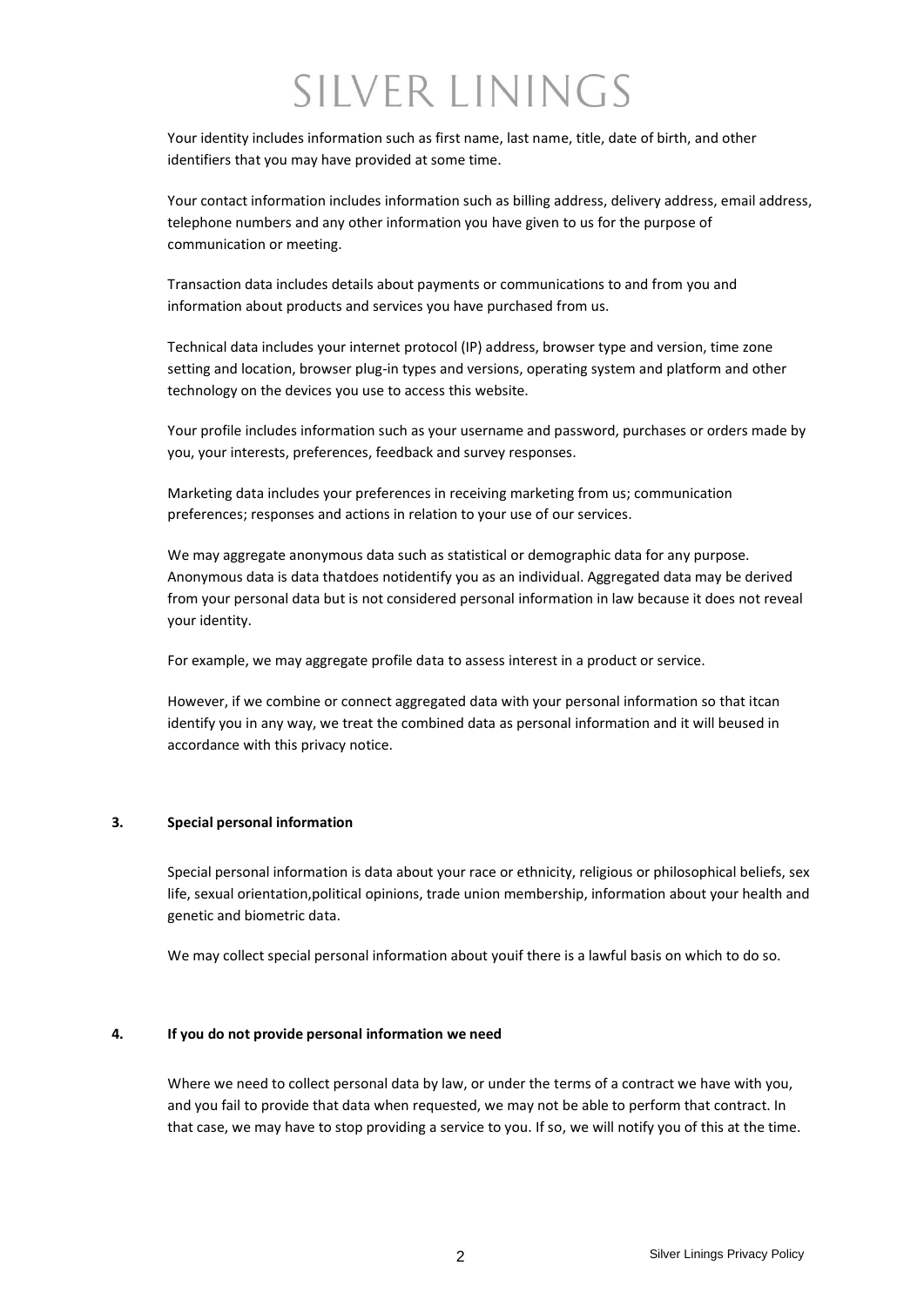Your identity includes information such as first name, last name, title, date of birth, and other identifiers that you may have provided at some time.

Your contact information includes information such as billing address, delivery address, email address, telephone numbers and any other information you have given to us for the purpose of communication or meeting.

Transaction data includes details about payments or communications to and from you and information about products and services you have purchased from us.

Technical data includes your internet protocol (IP) address, browser type and version, time zone setting and location, browser plug-in types and versions, operating system and platform and other technology on the devices you use to access this website.

Your profile includes information such as your username and password, purchases or orders made by you, your interests, preferences, feedback and survey responses.

Marketing data includes your preferences in receiving marketing from us; communication preferences; responses and actions in relation to your use of our services.

We may aggregate anonymous data such as statistical or demographic data for any purpose. Anonymous data is data thatdoes notidentify you as an individual. Aggregated data may be derived from your personal data but is not considered personal information in law because it does not reveal your identity.

For example, we may aggregate profile data to assess interest in a product or service.

However, if we combine or connect aggregated data with your personal information so that itcan identify you in any way, we treat the combined data as personal information and it will beused in accordance with this privacy notice.

## 3. Special personal information

Special personal information is data about your race or ethnicity, religious or philosophical beliefs, sex life, sexual orientation,political opinions, trade union membership, information about your health and genetic and biometric data.

We may collect special personal information about youif there is a lawful basis on which to do so.

## 4. If you do not provide personal information we need

Where we need to collect personal data by law, or under the terms of a contract we have with you, and you fail to provide that data when requested, we may not be able to perform that contract. In that case, we may have to stop providing a service to you. If so, we will notify you of this at the time.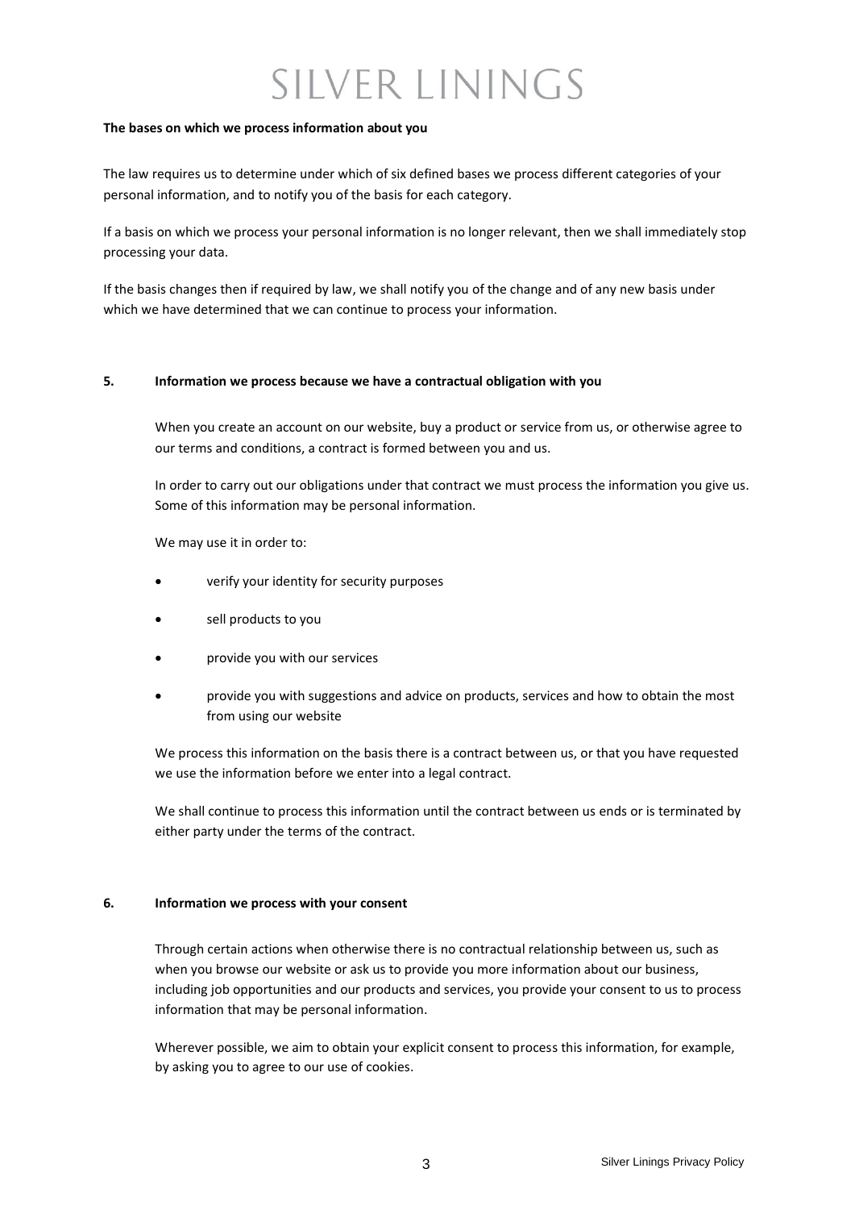**The bases on which we process information about you**

The law requires us to determine under which of six defined bases we process different categories of your personal information, and to notify you of the basis for each category.

If a basis on which we process your personal information is no longer relevant, then we shall immediately stop processing your data.

If the basis changes then if required by law, we shall notify you of the change and of any new basis under which we have determined that we can continue to process your information.

**5. Information we process because we have a contractual obligation with you**

When you create an account on our website, buy a product or service from us, or otherwise agree to our terms and conditions, a contract is formed between you and us.

In order to carry out our obligations under that contract we must process the information you give us. Some of this information may be personal information.

We may use it in order to:

- verify your identity for security purposes
- sell products to you
- provide you with our services
- provide you with suggestions and advice on products, services and how to obtain the most from using our website

We process this information on the basis there is a contract between us, or that you have requested we use the information before we enter into a legal contract.

We shall continue to process this information until the contract between us ends or is terminated by either party under the terms of the contract.

**6. Information we process with your consent**

Through certain actions when otherwise there is no contractual relationship between us, such as when you browse our website or ask us to provide you more information about our business, including job opportunities and our products and services, you provide your consent to us to process information that may be personal information.

Wherever possible, we aim to obtain your explicit consent to process this information, for example, by asking you to agree to our use of cookies.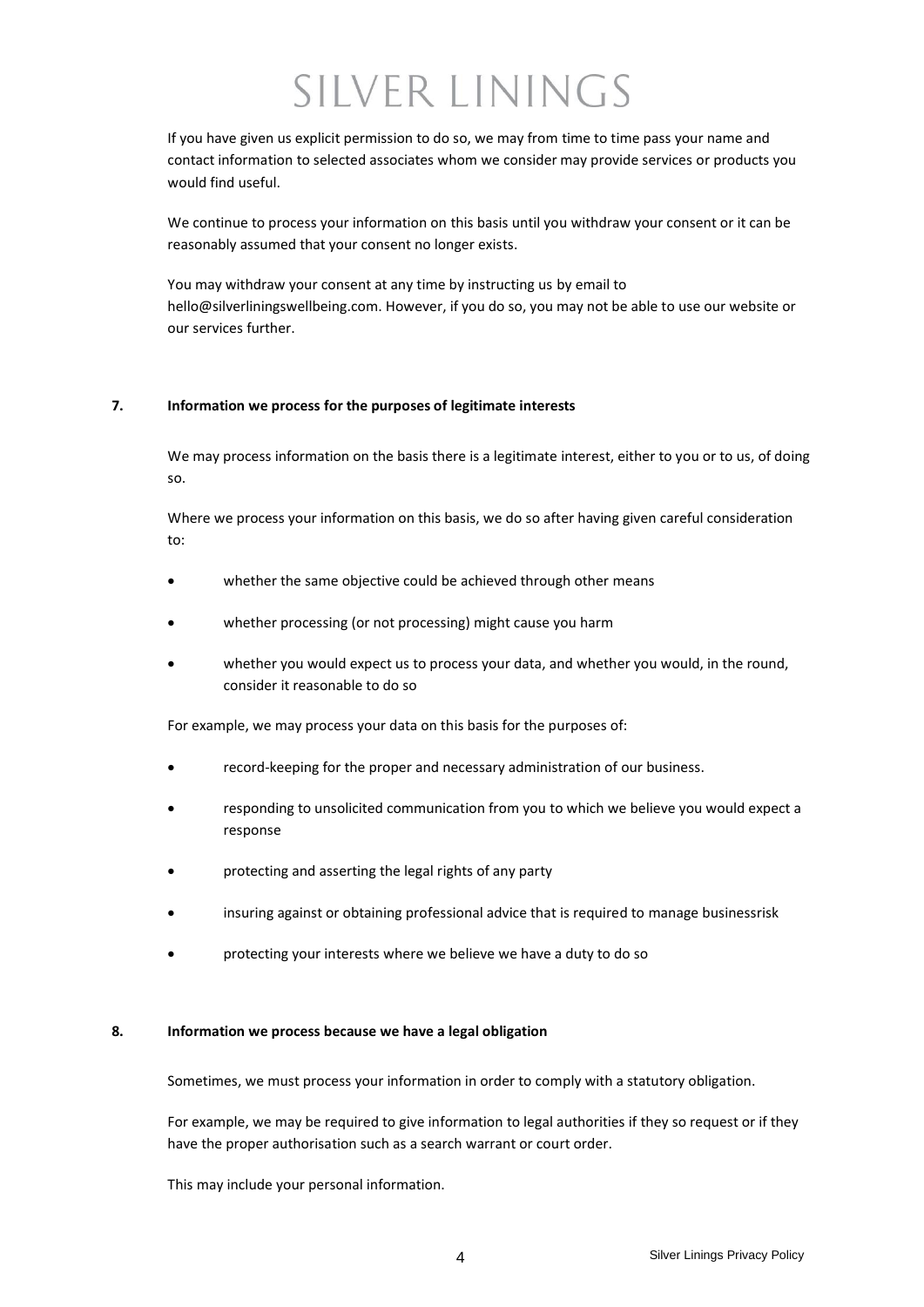If you have given us explicit permission to do so, we may from time to time pass your name and contact information to selected associates whom we consider may provide services or products you would find useful.

We continue to process your information on this basis until you withdraw your consent or it can be reasonably assumed that your consent no longer exists.

You may withdraw your consent at any time by instructing us by email to hello@silverliningswellbeing.com. However, if you do so, you may not be able to use our website or our services further.

**7. Information we process for the purposes of legitimate interests**

We may process information on the basis there is a legitimate interest, either to you or to us, of doing so.

Where we process your information on this basis, we do so after having given careful consideration to:

- whether the same objective could be achieved through other means
- whether processing (or not processing) might cause you harm
- whether you would expect us to process your data, and whether you would, in the round, consider it reasonable to do so

For example, we may process your data on this basis for the purposes of:

- record-keeping for the proper and necessary administration of our business.
- responding to unsolicited communication from you to which we believe you would expect a response
- protecting and asserting the legal rights of any party
- insuring against or obtaining professional advice that is required to manage businessrisk
- protecting your interests where we believe we have a duty to do so

**8. Information we process because we have a legal obligation**

Sometimes, we must process your information in order to comply with a statutory obligation.

For example, we may be required to give information to legal authorities if they so request or if they have the proper authorisation such as a search warrant or court order.

This may include your personal information.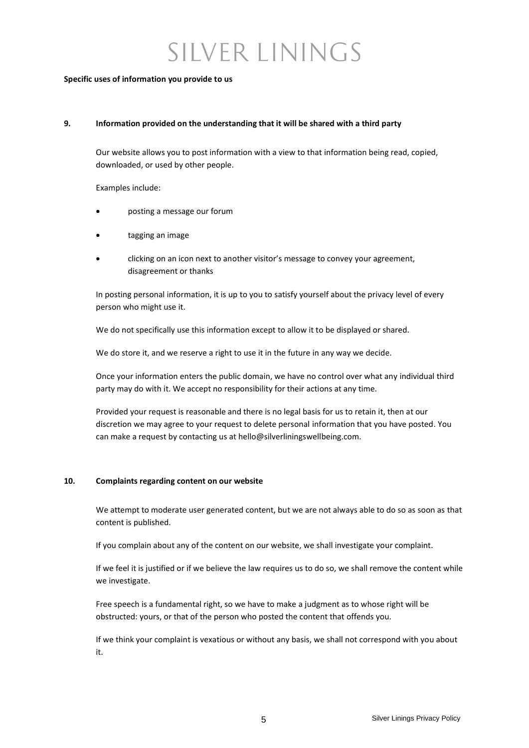**Specific uses of information you provide to us**

## 9. Information provided on the understanding that it will be shared with a third party

Our website allows you to post information with a view to that information being read, copied, downloaded, or used by other people.

Examples include:

- posting a message our forum
- tagging an image
- clicking on an icon next to another visitor's message to convey your agreement, disagreement or thanks

In posting personal information, it is up to you to satisfy yourself about the privacy level of every person who might use it.

We do not specifically use this information except to allow it to be displayed or shared.

We do store it, and we reserve a right to use it in the future in any way we decide.

Once your information enters the public domain, we have no control over what any individual third party may do with it. We accept no responsibility for their actions at any time.

Provided your request is reasonable and there is no legal basis for us to retain it, then at our discretion we may agree to your request to delete personal information that you have posted. You can make a request by contacting us at hello@silverliningswellbeing.com.

## 10. Complaints regarding content on our website

We attempt to moderate user generated content, but we are not always able to do so as soon as that content is published.

If you complain about any of the content on our website, we shall investigate your complaint.

If we feel it is justified or if we believe the law requires us to do so, we shall remove the content while we investigate.

Free speech is a fundamental right, so we have to make a judgment as to whose right will be obstructed: yours, or that of the person who posted the content that offends you.

If we think your complaint is vexatious or without any basis, we shall not correspond with you about it.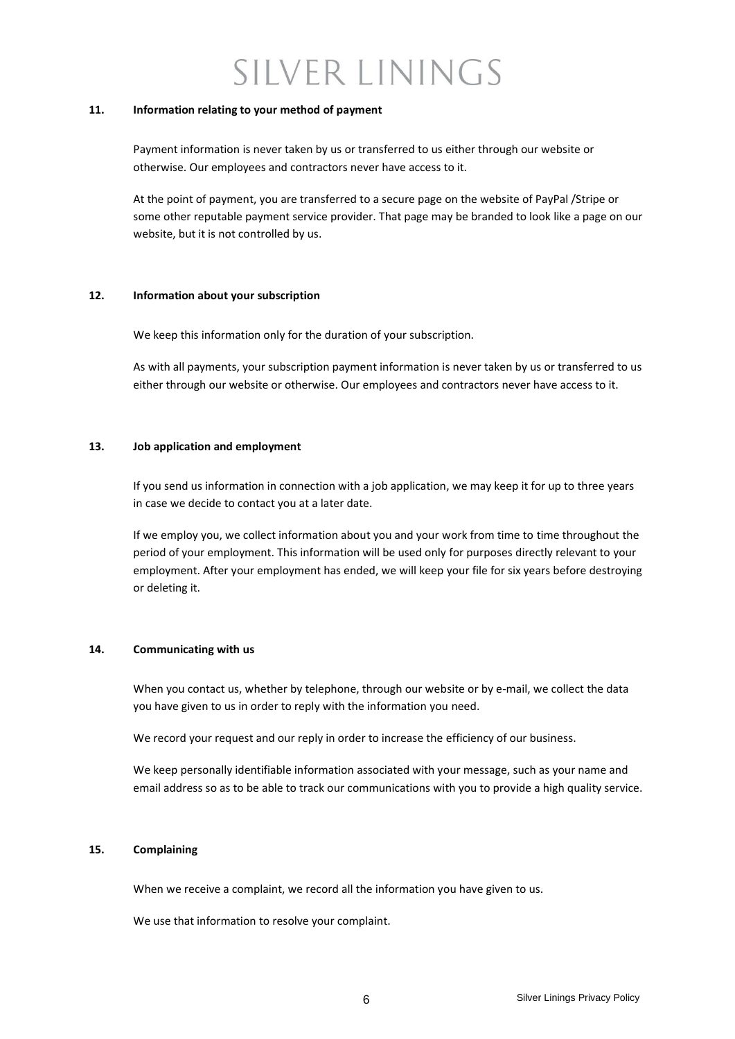### 11. Information relating to your method of payment

Payment information is never taken by us or transferred to us either through our website or otherwise. Our employees and contractors never have access to it.

At the point of payment, you are transferred to a secure page on the website of PayPal /Stripe or some other reputable payment service provider. That page may be branded to look like a page on our website, but it is not controlled by us.

### 12. Information about your subscription

We keep this information only for the duration of your subscription.

As with all payments, your subscription payment information is never taken by us or transferred to us either through our website or otherwise. Our employees and contractors never have access to it.

### 13. Job application and employment

If you send us information in connection with a job application, we may keep it for up to three years in case we decide to contact you at a later date.

If we employ you, we collect information about you and your work from time to time throughout the period of your employment. This information will be used only for purposes directly relevant to your employment. After your employment has ended, we will keep your file for six years before destroying or deleting it.

### 14. Communicating with us

When you contact us, whether by telephone, through our website or by e-mail, we collect the data you have given to us in order to reply with the information you need.

We record your request and our reply in order to increase the efficiency of our business.

We keep personally identifiable information associated with your message, such as your name and email address so as to be able to track our communications with you to provide a high quality service.

### 15. Complaining

When we receive a complaint, we record all the information you have given to us.

We use that information to resolve your complaint.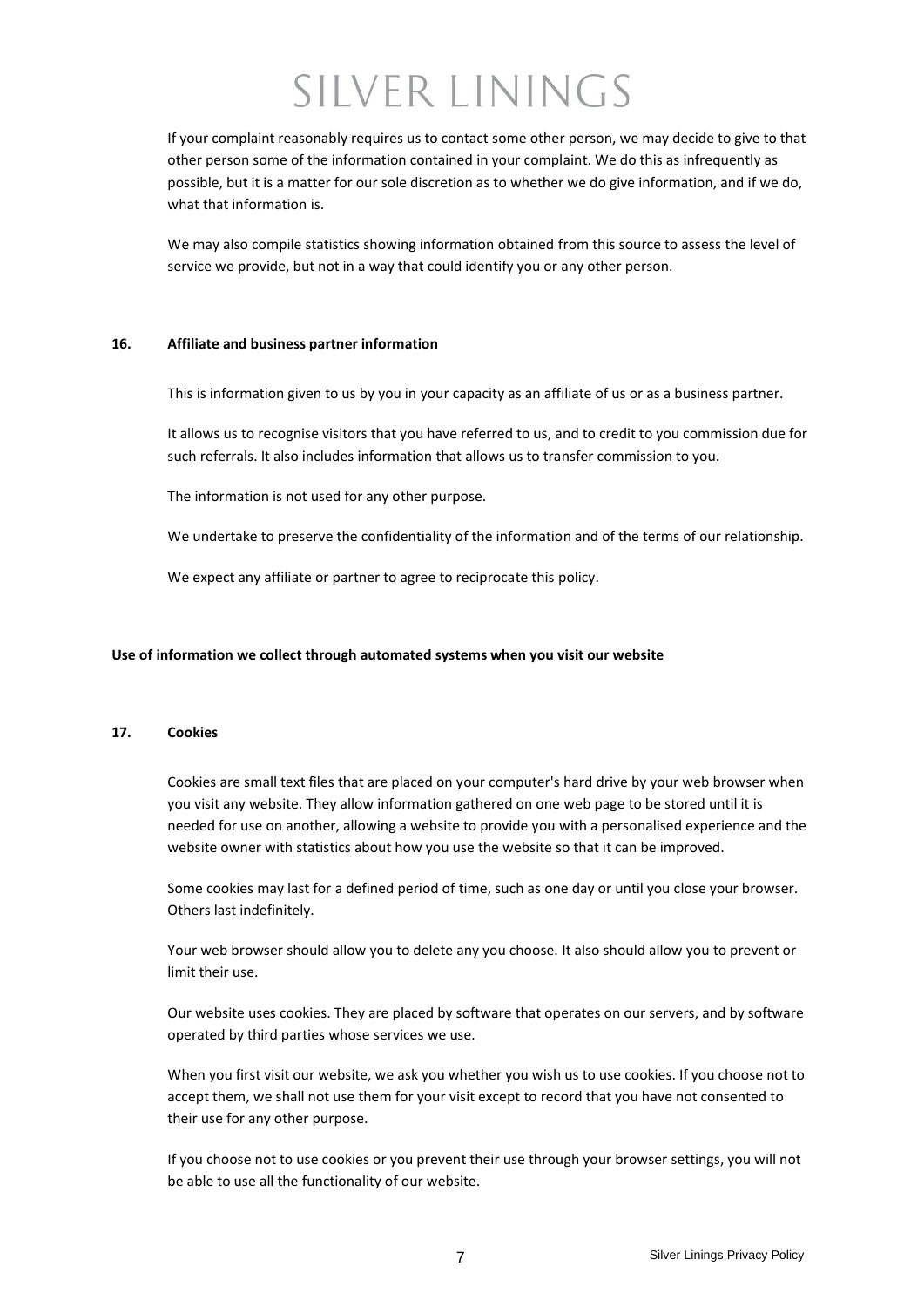If your complaint reasonably requires us to contact some other person, we may decide to give to that other person some of the information contained in your complaint. We do this as infrequently as possible, but it is a matter for our sole discretion as to whether we do give information, and if we do, what that information is.

We may also compile statistics showing information obtained from this source to assess the level of service we provide, but not in a way that could identify you or any other person.

### 16. Affiliate and business partner information

This is information given to us by you in your capacity as an affiliate of us or as a business partner.

It allows us to recognise visitors that you have referred to us, and to credit to you commission due for such referrals. It also includes information that allows us to transfer commission to you.

The information is not used for any other purpose.

We undertake to preserve the confidentiality of the information and of the terms of our relationship.

We expect any affiliate or partner to agree to reciprocate this policy.

## Use of information we collect through automated systems when you visit our website

### 17. Cookies

Cookies are small text files that are placed on your computer's hard drive by your web browser when you visit any website. They allow information gathered on one web page to be stored until it is needed for use on another, allowing a website to provide you with a personalised experience and the website owner with statistics about how you use the website so that it can be improved.

Some cookies may last for a defined period of time, such as one day or until you close your browser. Others last indefinitely.

Your web browser should allow you to delete any you choose. It also should allow you to prevent or limit their use.

Our website uses cookies. They are placed by software that operates on our servers, and by software operated by third parties whose services we use.

When you first visit our website, we ask you whether you wish us to use cookies. If you choose not to accept them, we shall not use them for your visit except to record that you have not consented to their use for any other purpose.

If you choose not to use cookies or you prevent their use through your browser settings, you will not be able to use all the functionality of our website.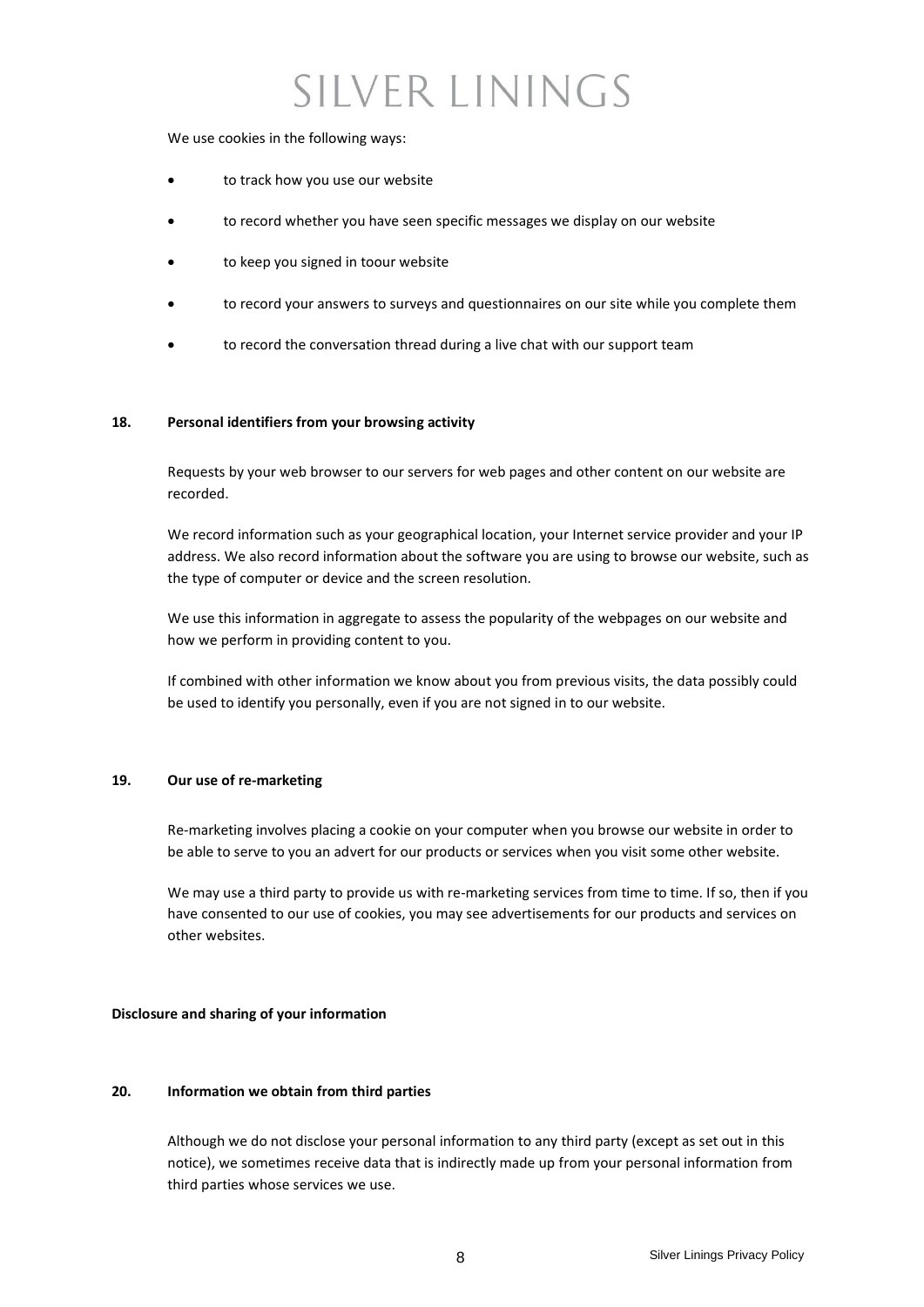We use cookies in the following ways:

- to track how you use our website
- to record whether you have seen specific messages we display on our website
- to keep you signed in toour website
- to record your answers to surveys and questionnaires on our site while you complete them
- to record the conversation thread during a live chat with our support team

**18. Personal identifiers from your browsing activity**

Requests by your web browser to our servers for web pages and other content on our website are recorded.

We record information such as your geographical location, your Internet service provider and your IP address. We also record information about the software you are using to browse our website, such as the type of computer or device and the screen resolution.

We use this information in aggregate to assess the popularity of the webpages on our website and how we perform in providing content to you.

If combined with other information we know about you from previous visits, the data possibly could be used to identify you personally, even if you are not signed in to our website.

**19. Our use of re-marketing**

Re-marketing involves placing a cookie on your computer when you browse our website in order to be able to serve to you an advert for our products or services when you visit some other website.

We may use a third party to provide us with re-marketing services from time to time. If so, then if you have consented to our use of cookies, you may see advertisements for our products and services on other websites.

**Disclosure and sharing of your information**

**20. Information we obtain from third parties**

Although we do not disclose your personal information to any third party (except as set out in this notice), we sometimes receive data that is indirectly made up from your personal information from third parties whose services we use.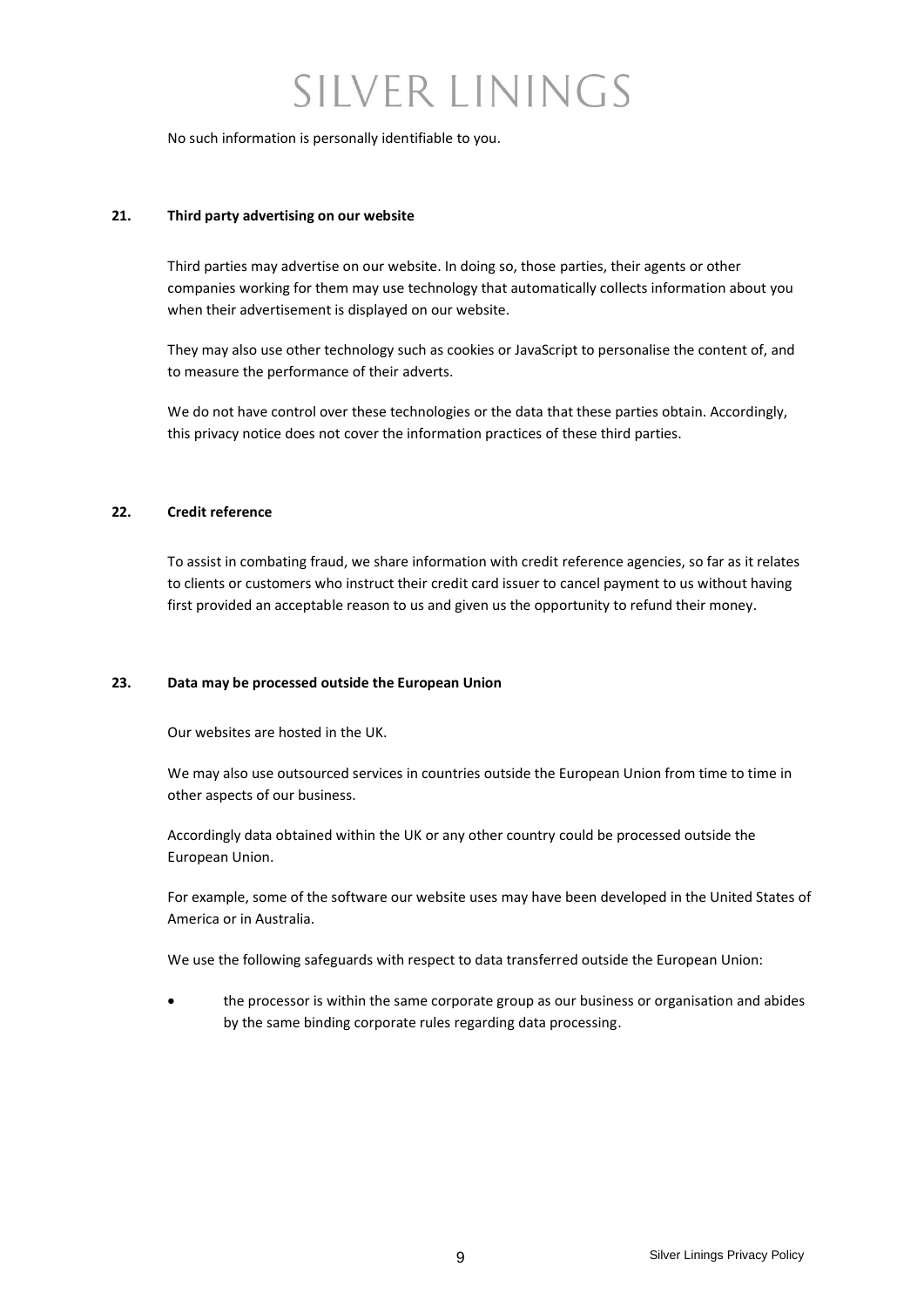No such information is personally identifiable to you.

## 21. Third party advertising on our website

Third parties may advertise on our website. In doing so, those parties, their agents or other companies working for them may use technology that automatically collects information about you when their advertisement is displayed on our website.

They may also use other technology such as cookies or JavaScript to personalise the content of, and to measure the performance of their adverts.

We do not have control over these technologies or the data that these parties obtain. Accordingly, this privacy notice does not cover the information practices of these third parties.

## 22. Credit reference

To assist in combating fraud, we share information with credit reference agencies, so far as it relates to clients or customers who instruct their credit card issuer to cancel payment to us without having first provided an acceptable reason to us and given us the opportunity to refund their money.

## 23. Data may be processed outside the European Union

Our websites are hosted in the UK.

We may also use outsourced services in countries outside the European Union from time to time in other aspects of our business.

Accordingly data obtained within the UK or any other country could be processed outside the European Union.

For example, some of the software our website uses may have been developed in the United States of America or in Australia.

We use the following safeguards with respect to data transferred outside the European Union:

- the processor is within the same corporate group as our business or organisation and abides by the same binding corporate rules regarding data processing.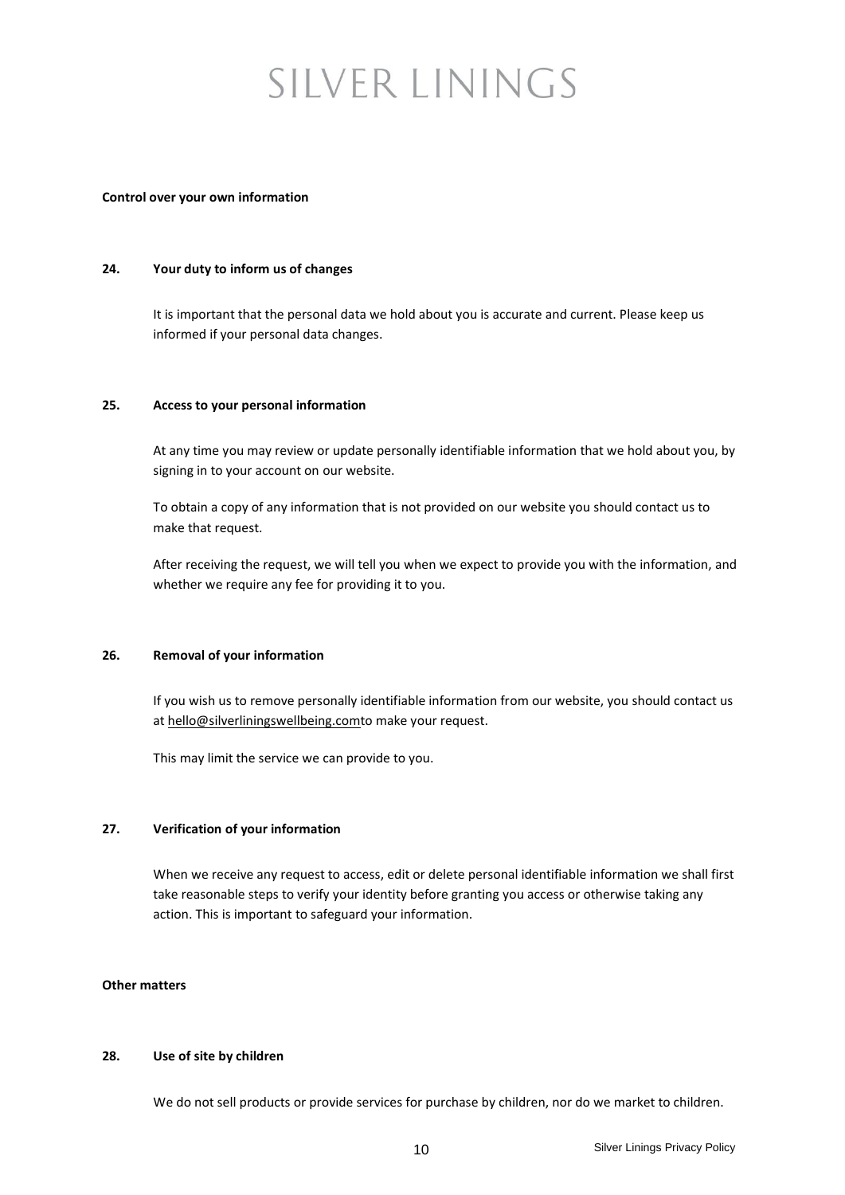**Control over your own information**

**24. Your duty to inform us of changes**

It is important that the personal data we hold about you is accurate and current. Please keep us informed if your personal data changes.

**25. Access to your personal information**

At any time you may review or update personally identifiable information that we hold about you, by signing in to your account on our website.

To obtain a copy of any information that is not provided on our website you should contact us to make that request.

After receiving the request, we will tell you when we expect to provide you with the information, and whether we require any fee for providing it to you.

**26. Removal of your information**

If you wish us to remove personally identifiable information from our website, you should contact us at hello@silverliningswellbeing.comto make your request.

This may limit the service we can provide to you.

**27. Verification of your information**

When we receive any request to access, edit or delete personal identifiable information we shall first take reasonable steps to verify your identity before granting you access or otherwise taking any action. This is important to safeguard your information.

**Other matters**

**28. Use of site by children**

We do not sell products or provide services for purchase by children, nor do we market to children.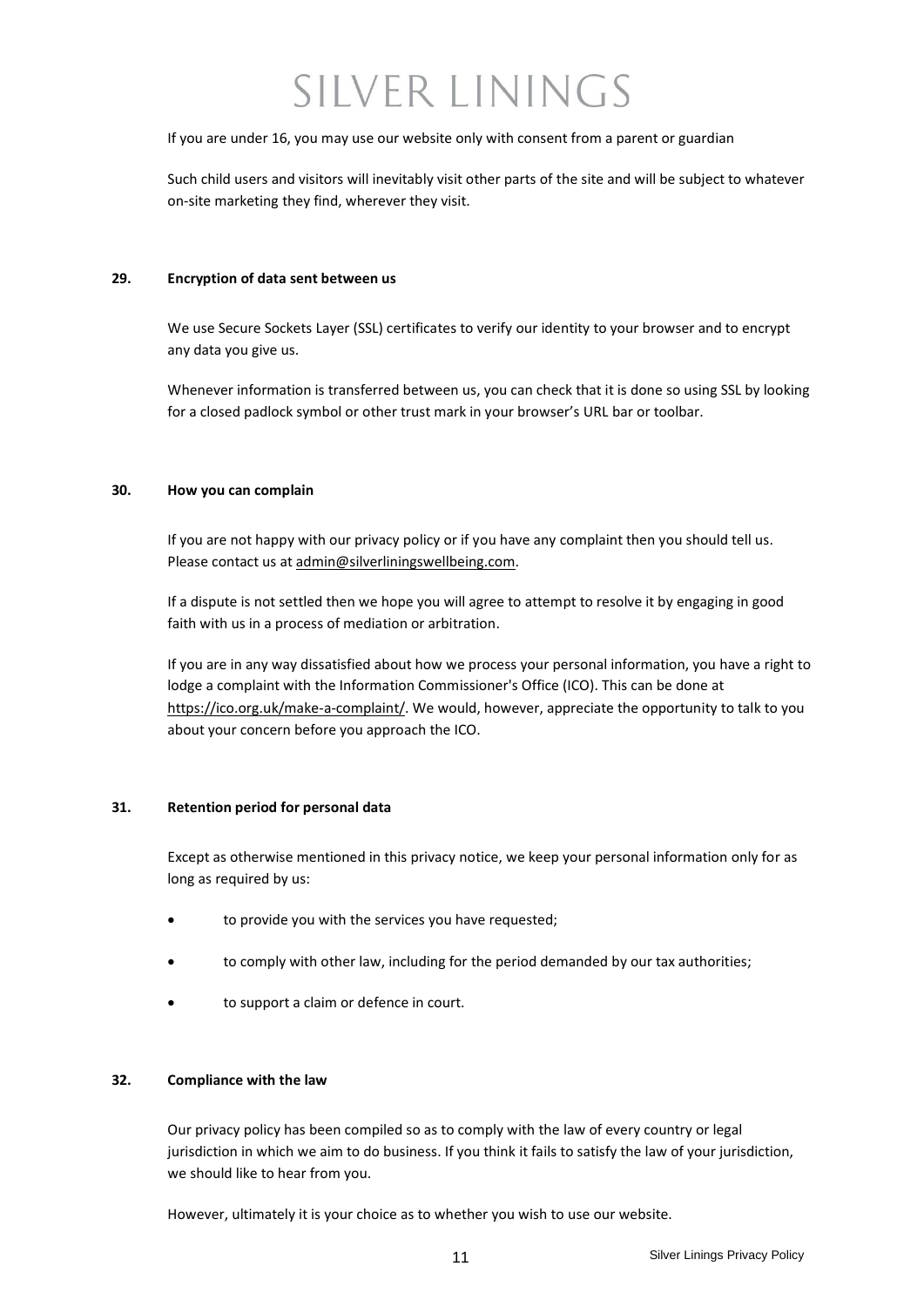If you are under 16, you may use our website only with consent from a parent or guardian

Such child users and visitors will inevitably visit other parts of the site and will be subject to whatever on-site marketing they find, wherever they visit.

**29. Encryption of data sent between us**

We use Secure Sockets Layer (SSL) certificates to verify our identity to your browser and to encrypt any data you give us.

Whenever information is transferred between us, you can check that it is done so using SSL by looking for a closed padlock symbol or other trust mark in your browser's URL bar or toolbar.

**30. How you can complain**

If you are not happy with our privacy policy or if you have any complaint then you should tell us. Please contact us at admin@silverliningswellbeing.com.

If a dispute is not settled then we hope you will agree to attempt to resolve it by engaging in good faith with us in a process of mediation or arbitration.

If you are in any way dissatisfied about how we process your personal information, you have a right to lodge a complaint with the Information Commissioner's Office (ICO). This can be done at https://ico.org.uk/make-a-complaint/. We would, however, appreciate the opportunity to talk to you about your concern before you approach the ICO.

**31. Retention period for personal data**

Except as otherwise mentioned in this privacy notice, we keep your personal information only for as long as required by us:

- to provide you with the services you have requested;
- to comply with other law, including for the period demanded by our tax authorities;
- to support a claim or defence in court.

**32. Compliance with the law**

Our privacy policy has been compiled so as to comply with the law of every country or legal jurisdiction in which we aim to do business. If you think it fails to satisfy the law of your jurisdiction, we should like to hear from you.

However, ultimately it is your choice as to whether you wish to use our website.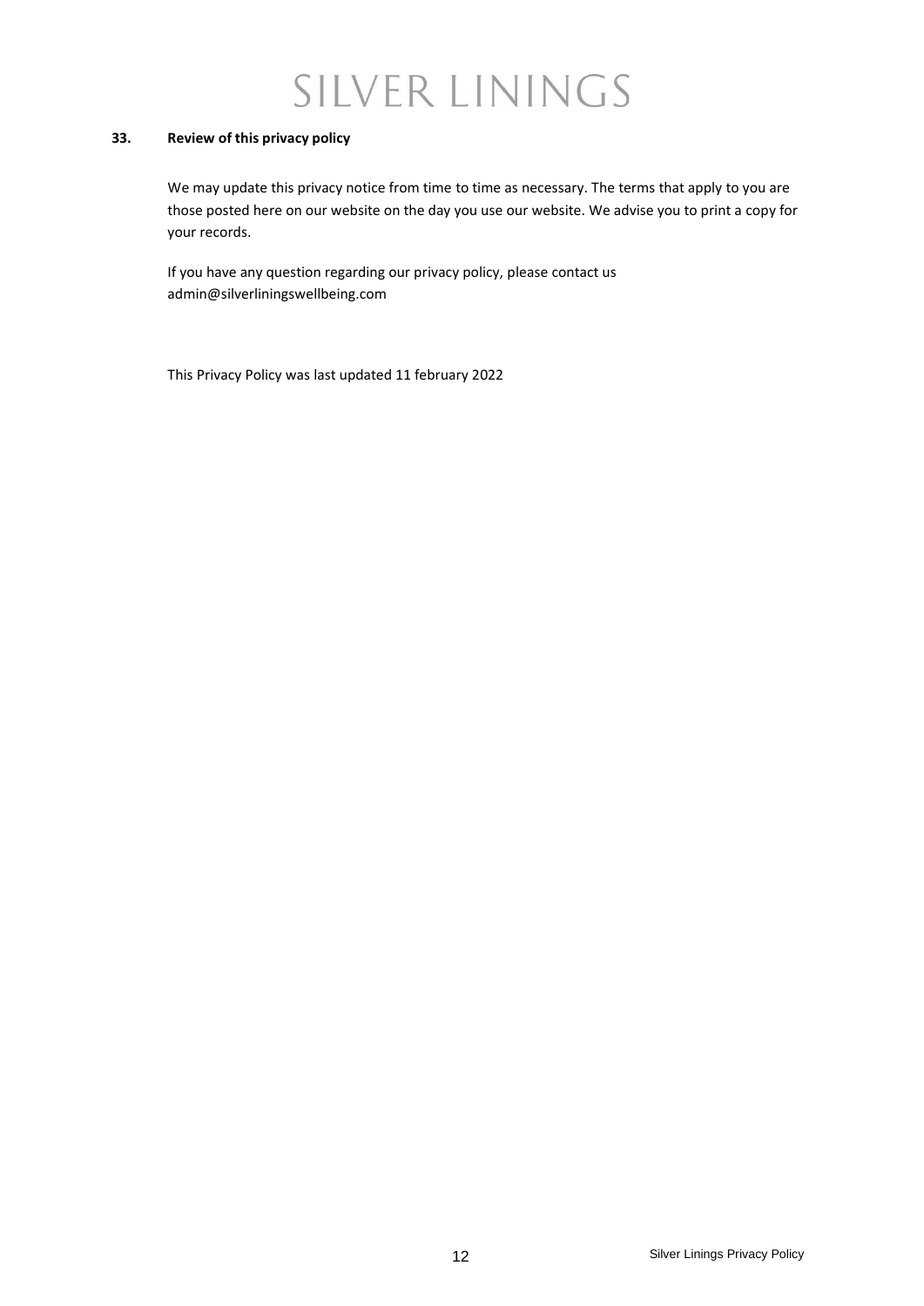### 33. Review of this privacy policy

We may update this privacy notice from time to time as necessary. The terms that apply to you are those posted here on our website on the day you use our website. We advise you to print a copy for your records.

If you have any question regarding our privacy policy, please contact us admin@silverliningswellbeing.com

This Privacy Policy was last updated 11 february 2022